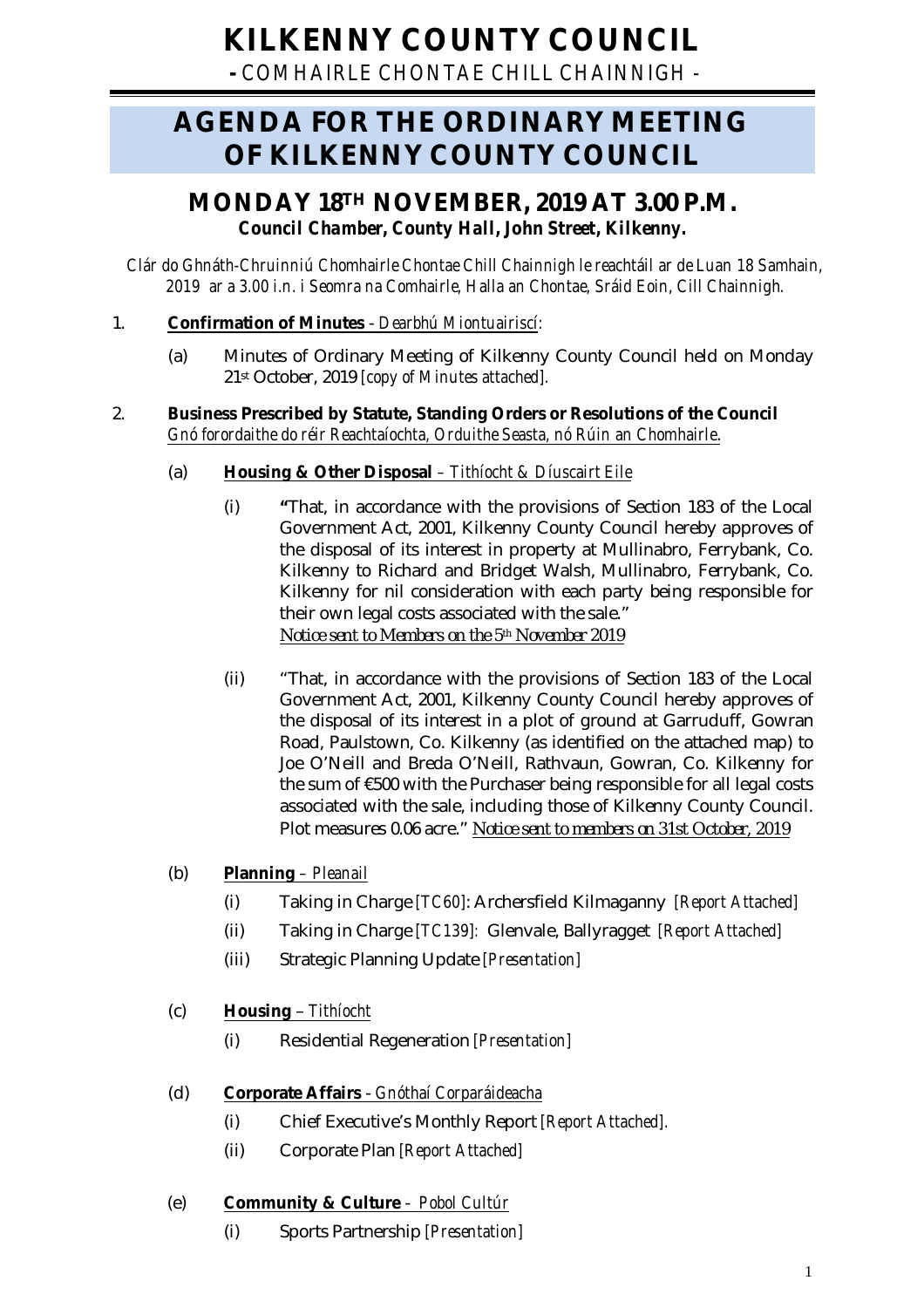# KILKENNY COUNTY COUNCIL

**- COMHAIRLE CHONTAE CHILL CHAINNIGH -**

# AGENDA FOR THE ORDINARY MEETING OF KILKENNY COUNTY COUNCIL

## MONDAY 18TH NOVEMBER, 2019 AT 3.00 P.M.

***Council Chamber, County Hall, John Street, Kilkenny.***

*Clár do Ghnáth-Chruinniú Chomhairle Chontae Chill Chainnigh le reachtáil ar de Luan 18 Samhain, 2019 ar a 3.00 i.n. i Seomra na Comhairle, Halla an Chontae, Sráid Eoin, Cill Chainnigh.*

1. **Confirmation of Minutes** - *Dearbhú Miontuairiscí:*

   (a) Minutes of Ordinary Meeting of Kilkenny County Council held on Monday 21st October, 2019 *[copy of Minutes attached].*

2. **Business Prescribed by Statute, Standing Orders or Resolutions of the Council** *Gnó forordaithe do réir Reachtaíochta, Orduithe Seasta, nó Rúin an Chomhairle.*

   (a) **Housing & Other Disposal** – *Tithíocht & Díuscairt Eile*

   (i) **"**That, in accordance with the provisions of Section 183 of the Local Government Act, 2001, Kilkenny County Council hereby approves of the disposal of its interest in property at Mullinabro, Ferrybank, Co. Kilkenny to Richard and Bridget Walsh, Mullinabro, Ferrybank, Co. Kilkenny for nil consideration with each party being responsible for their own legal costs associated with the sale."
   *Notice sent to Members on the 5th November 2019*

   (ii) "That, in accordance with the provisions of Section 183 of the Local Government Act, 2001, Kilkenny County Council hereby approves of the disposal of its interest in a plot of ground at Garruduff, Gowran Road, Paulstown, Co. Kilkenny (as identified on the attached map) to Joe O'Neill and Breda O'Neill, Rathvaun, Gowran, Co. Kilkenny for the sum of €500 with the Purchaser being responsible for all legal costs associated with the sale, including those of Kilkenny County Council. Plot measures 0.06 acre." *Notice sent to members on 31st October, 2019*

   (b) **Planning** – *Pleanail*

   (i) Taking in Charge *[TC60]*: Archersfield Kilmaganny *[Report Attached]*

   (ii) Taking in Charge *[TC139]*: Glenvale, Ballyragget *[Report Attached]*

   (iii) Strategic Planning Update *[Presentation]*

   (c) **Housing** – *Tithíocht*

   (i) Residential Regeneration *[Presentation]*

   (d) **Corporate Affairs** - *Gnóthaí Corparáideacha*

   (i) Chief Executive's Monthly Report *[Report Attached].*

   (ii) Corporate Plan *[Report Attached]*

   (e) **Community & Culture** - *Pobol Cultúr*

   (i) Sports Partnership *[Presentation]*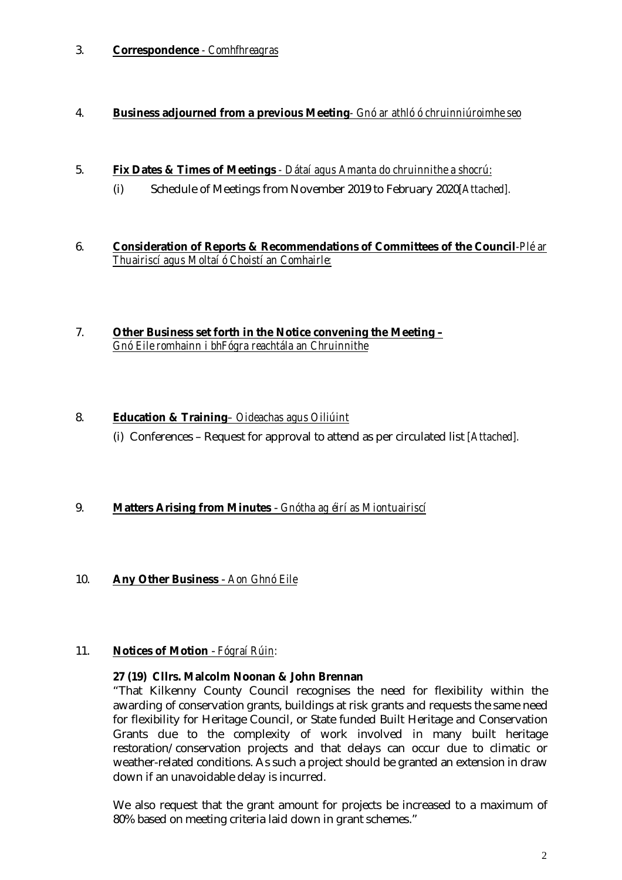3. **Correspondence** - *Comhfhreagras*

4. **Business adjourned from a previous Meeting**- *Gnó ar athló ó chruinniú roimhe seo*

5. **Fix Dates & Times of Meetings** - *Dátaí agus Amanta do chruinnithe a shocrú:*

   (i) Schedule of Meetings from November 2019 to February 2020 *[Attached].*

6. **Consideration of Reports & Recommendations of Committees of the Council**-*Plé ar Thuairiscí agus Moltaí ó Choistí an Comhairle:*

7. **Other Business set forth in the Notice convening the Meeting –** *Gnó Eile romhainn i bhFógra reachtála an Chruinnithe*

8. **Education & Training**– *Oideachas agus Oiliúint*

   (i) Conferences – Request for approval to attend as per circulated list *[Attached].*

9. **Matters Arising from Minutes** - *Gnótha ag éirí as Miontuairiscí*

10. **Any Other Business** - *Aon Ghnó Eile*

11. **Notices of Motion** - *Fógraí Rúin:*

    **27 (19) Cllrs. Malcolm Noonan & John Brennan**

    "That Kilkenny County Council recognises the need for flexibility within the awarding of conservation grants, buildings at risk grants and requests the same need for flexibility for Heritage Council, or State funded Built Heritage and Conservation Grants due to the complexity of work involved in many built heritage restoration/conservation projects and that delays can occur due to climatic or weather-related conditions. As such a project should be granted an extension in draw down if an unavoidable delay is incurred.

    We also request that the grant amount for projects be increased to a maximum of 80% based on meeting criteria laid down in grant schemes."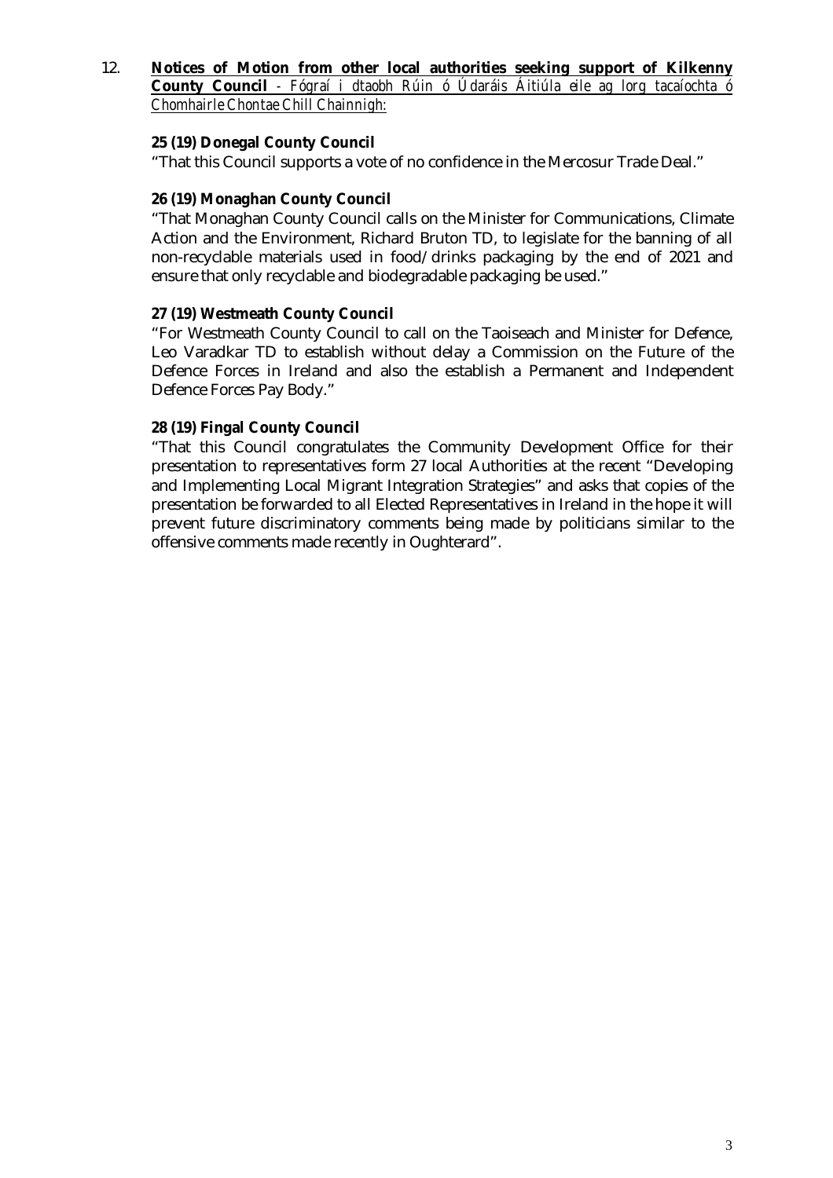12. **Notices of Motion from other local authorities seeking support of Kilkenny County Council** - *Fógraí i dtaobh Rúin ó Údaráis Áitiúla eile ag lorg tacaíochta ó Chomhairle Chontae Chill Chainnigh:*

**25 (19) Donegal County Council**

"That this Council supports a vote of no confidence in the Mercosur Trade Deal."

**26 (19) Monaghan County Council**

"That Monaghan County Council calls on the Minister for Communications, Climate Action and the Environment, Richard Bruton TD, to legislate for the banning of all non-recyclable materials used in food/drinks packaging by the end of 2021 and ensure that only recyclable and biodegradable packaging be used."

**27 (19) Westmeath County Council**

"For Westmeath County Council to call on the Taoiseach and Minister for Defence, Leo Varadkar TD to establish without delay a Commission on the Future of the Defence Forces in Ireland and also the establish a Permanent and Independent Defence Forces Pay Body."

**28 (19) Fingal County Council**

"That this Council congratulates the Community Development Office for their presentation to representatives form 27 local Authorities at the recent "Developing and Implementing Local Migrant Integration Strategies" and asks that copies of the presentation be forwarded to all Elected Representatives in Ireland in the hope it will prevent future discriminatory comments being made by politicians similar to the offensive comments made recently in Oughterard".